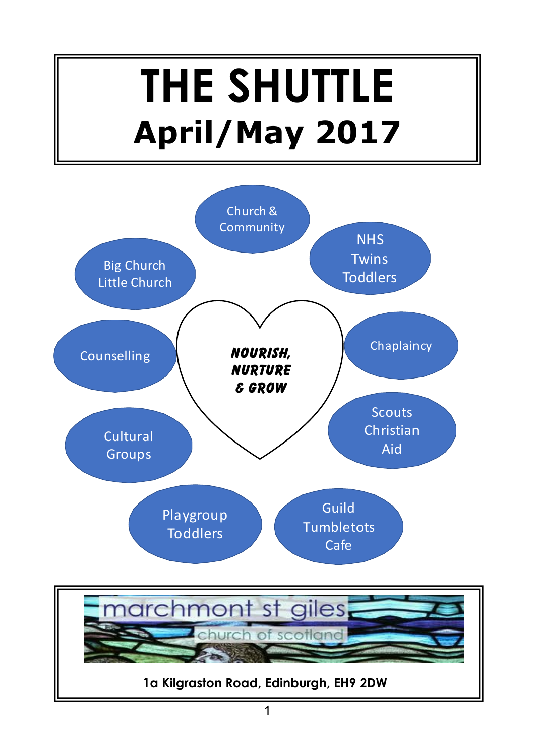# THE SHUTTLE

## April/May 2017

Church & Community

NHS
Twins
Toddlers

Big Church
Little Church

***NOURISH, NURTURE & GROW***

Counselling

Chaplaincy

Scouts
Christian
Aid

Cultural
Groups

Playgroup
Toddlers

Guild
Tumbletots
Cafe

marchmont st giles
church of scotland

**1a Kilgraston Road, Edinburgh, EH9 2DW**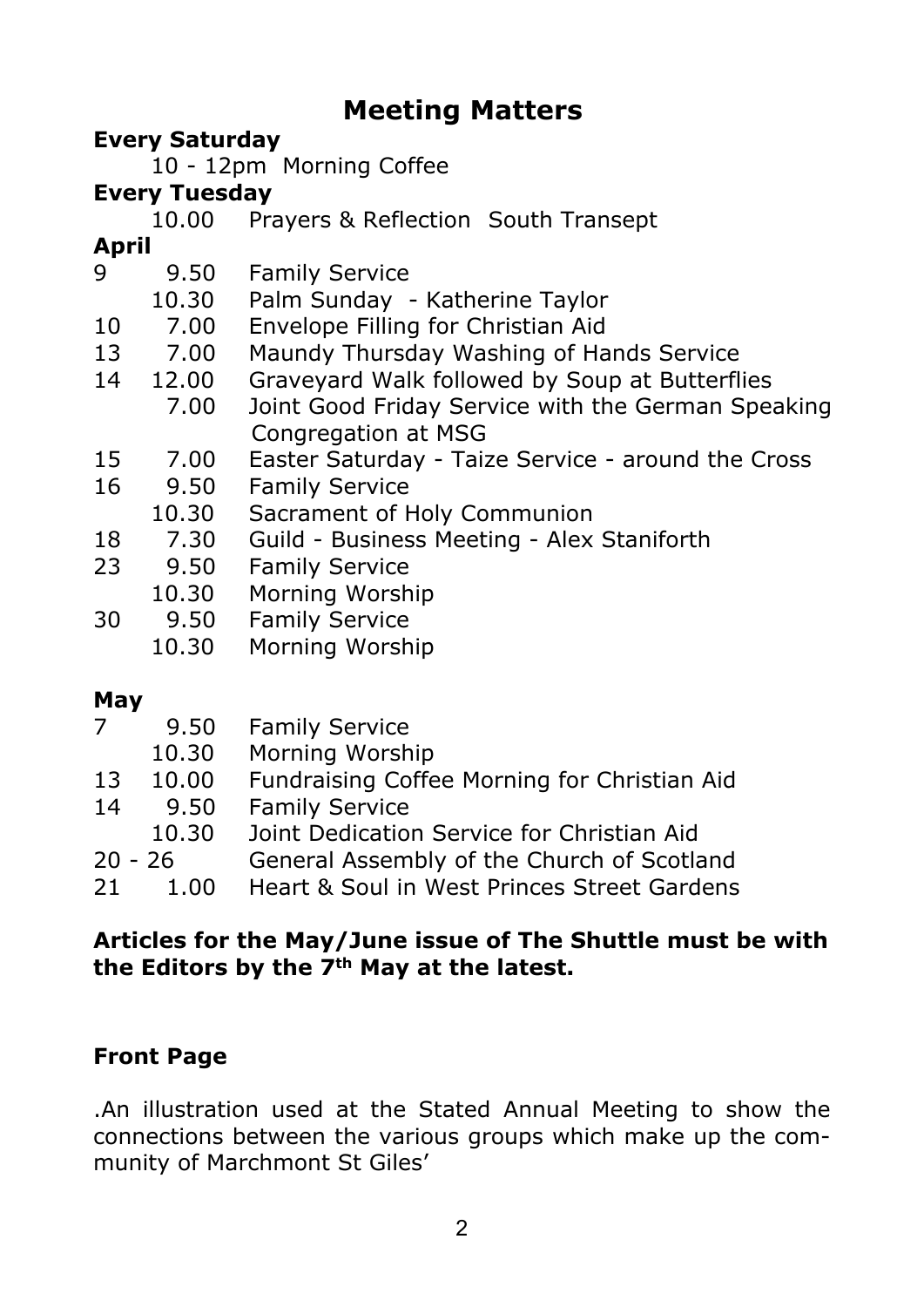# Meeting Matters

**Every Saturday**

10 - 12pm Morning Coffee

**Every Tuesday**

10.00 Prayers & Reflection South Transept

**April**

| | | |
|---|---|---|
| 9 | 9.50 | Family Service |
| | 10.30 | Palm Sunday - Katherine Taylor |
| 10 | 7.00 | Envelope Filling for Christian Aid |
| 13 | 7.00 | Maundy Thursday Washing of Hands Service |
| 14 | 12.00 | Graveyard Walk followed by Soup at Butterflies |
| | 7.00 | Joint Good Friday Service with the German Speaking Congregation at MSG |
| 15 | 7.00 | Easter Saturday - Taize Service - around the Cross |
| 16 | 9.50 | Family Service |
| | 10.30 | Sacrament of Holy Communion |
| 18 | 7.30 | Guild - Business Meeting - Alex Staniforth |
| 23 | 9.50 | Family Service |
| | 10.30 | Morning Worship |
| 30 | 9.50 | Family Service |
| | 10.30 | Morning Worship |

**May**

| | | |
|---|---|---|
| 7 | 9.50 | Family Service |
| | 10.30 | Morning Worship |
| 13 | 10.00 | Fundraising Coffee Morning for Christian Aid |
| 14 | 9.50 | Family Service |
| | 10.30 | Joint Dedication Service for Christian Aid |
| 20 - 26 | | General Assembly of the Church of Scotland |
| 21 | 1.00 | Heart & Soul in West Princes Street Gardens |

**Articles for the May/June issue of The Shuttle must be with the Editors by the 7th May at the latest.**

**Front Page**

.An illustration used at the Stated Annual Meeting to show the connections between the various groups which make up the community of Marchmont St Giles'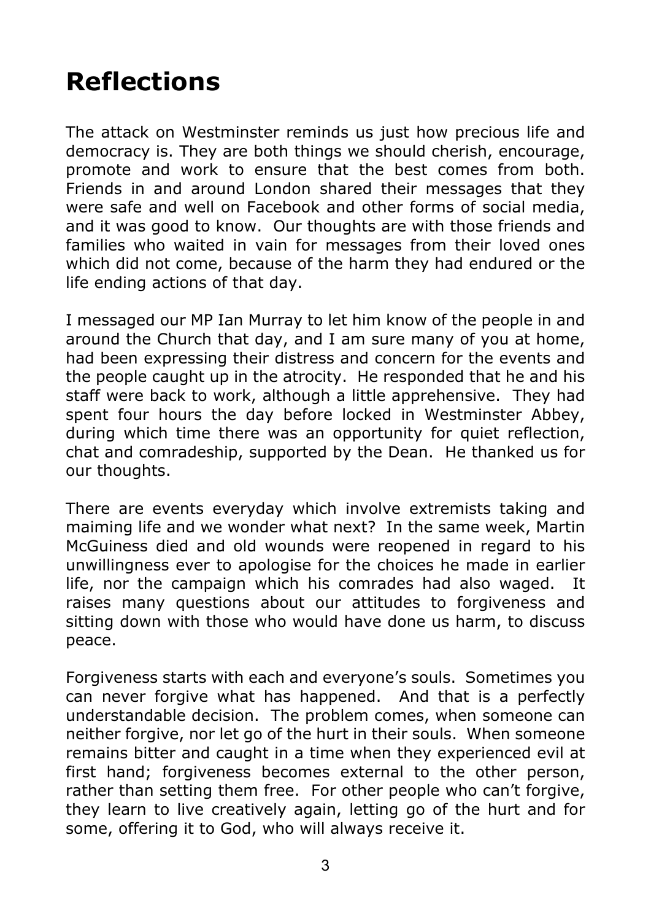# Reflections

The attack on Westminster reminds us just how precious life and democracy is. They are both things we should cherish, encourage, promote and work to ensure that the best comes from both. Friends in and around London shared their messages that they were safe and well on Facebook and other forms of social media, and it was good to know. Our thoughts are with those friends and families who waited in vain for messages from their loved ones which did not come, because of the harm they had endured or the life ending actions of that day.

I messaged our MP Ian Murray to let him know of the people in and around the Church that day, and I am sure many of you at home, had been expressing their distress and concern for the events and the people caught up in the atrocity. He responded that he and his staff were back to work, although a little apprehensive. They had spent four hours the day before locked in Westminster Abbey, during which time there was an opportunity for quiet reflection, chat and comradeship, supported by the Dean. He thanked us for our thoughts.

There are events everyday which involve extremists taking and maiming life and we wonder what next? In the same week, Martin McGuiness died and old wounds were reopened in regard to his unwillingness ever to apologise for the choices he made in earlier life, nor the campaign which his comrades had also waged. It raises many questions about our attitudes to forgiveness and sitting down with those who would have done us harm, to discuss peace.

Forgiveness starts with each and everyone's souls. Sometimes you can never forgive what has happened. And that is a perfectly understandable decision. The problem comes, when someone can neither forgive, nor let go of the hurt in their souls. When someone remains bitter and caught in a time when they experienced evil at first hand; forgiveness becomes external to the other person, rather than setting them free. For other people who can't forgive, they learn to live creatively again, letting go of the hurt and for some, offering it to God, who will always receive it.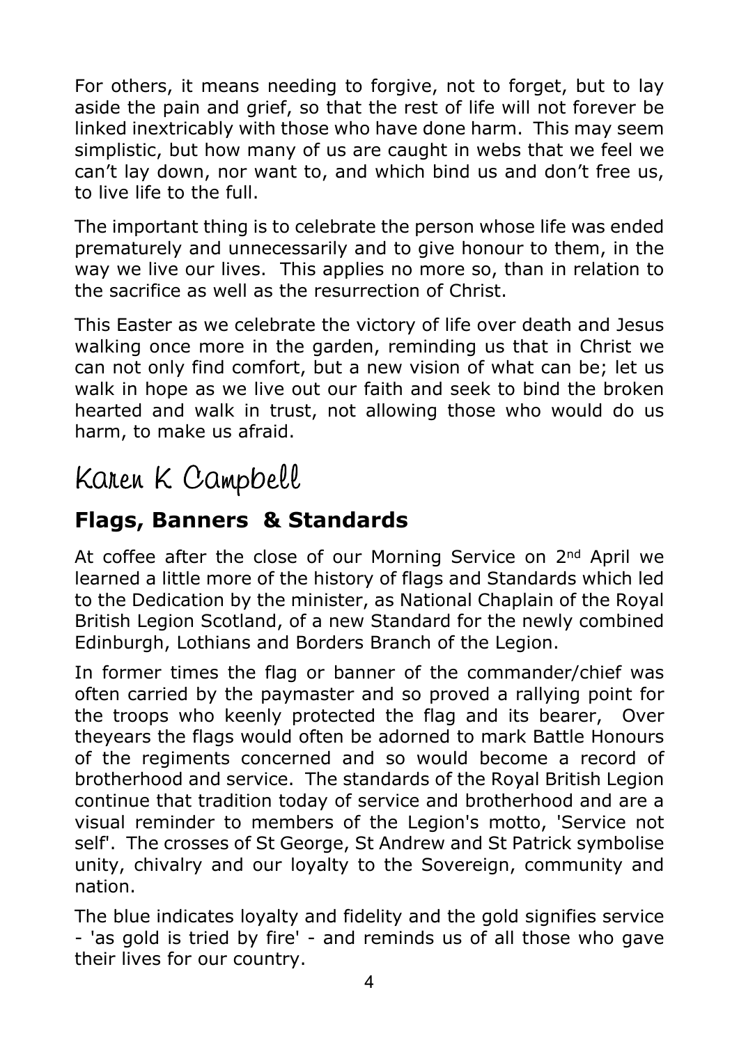For others, it means needing to forgive, not to forget, but to lay aside the pain and grief, so that the rest of life will not forever be linked inextricably with those who have done harm. This may seem simplistic, but how many of us are caught in webs that we feel we can't lay down, nor want to, and which bind us and don't free us, to live life to the full.

The important thing is to celebrate the person whose life was ended prematurely and unnecessarily and to give honour to them, in the way we live our lives. This applies no more so, than in relation to the sacrifice as well as the resurrection of Christ.

This Easter as we celebrate the victory of life over death and Jesus walking once more in the garden, reminding us that in Christ we can not only find comfort, but a new vision of what can be; let us walk in hope as we live out our faith and seek to bind the broken hearted and walk in trust, not allowing those who would do us harm, to make us afraid.

Karen K Campbell

## Flags, Banners & Standards

At coffee after the close of our Morning Service on 2nd April we learned a little more of the history of flags and Standards which led to the Dedication by the minister, as National Chaplain of the Royal British Legion Scotland, of a new Standard for the newly combined Edinburgh, Lothians and Borders Branch of the Legion.

In former times the flag or banner of the commander/chief was often carried by the paymaster and so proved a rallying point for the troops who keenly protected the flag and its bearer, Over theyears the flags would often be adorned to mark Battle Honours of the regiments concerned and so would become a record of brotherhood and service. The standards of the Royal British Legion continue that tradition today of service and brotherhood and are a visual reminder to members of the Legion's motto, 'Service not self'. The crosses of St George, St Andrew and St Patrick symbolise unity, chivalry and our loyalty to the Sovereign, community and nation.

The blue indicates loyalty and fidelity and the gold signifies service - 'as gold is tried by fire' - and reminds us of all those who gave their lives for our country.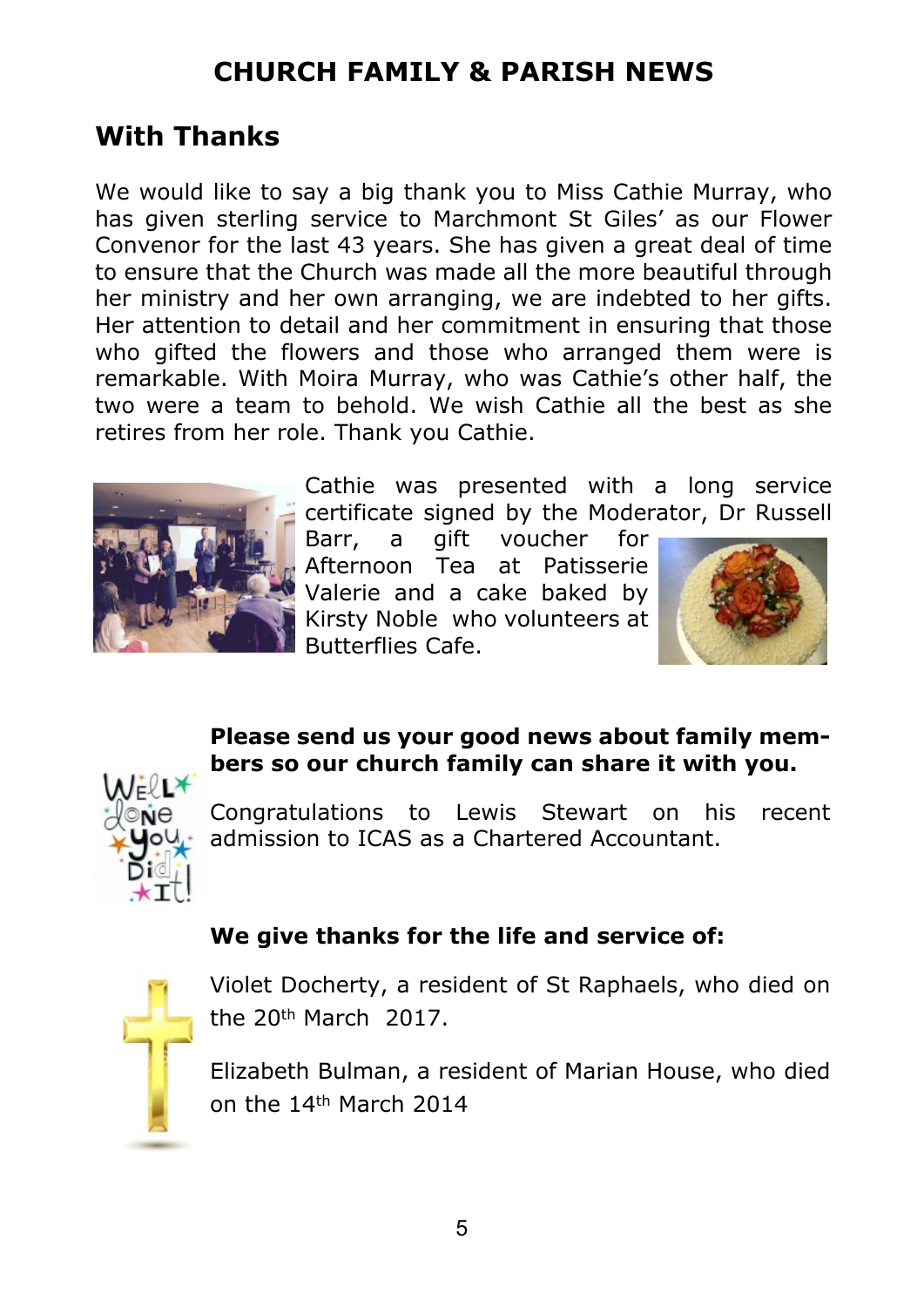# CHURCH FAMILY & PARISH NEWS

## With Thanks

We would like to say a big thank you to Miss Cathie Murray, who has given sterling service to Marchmont St Giles' as our Flower Convenor for the last 43 years. She has given a great deal of time to ensure that the Church was made all the more beautiful through her ministry and her own arranging, we are indebted to her gifts. Her attention to detail and her commitment in ensuring that those who gifted the flowers and those who arranged them were is remarkable. With Moira Murray, who was Cathie's other half, the two were a team to behold. We wish Cathie all the best as she retires from her role. Thank you Cathie.

Cathie was presented with a long service certificate signed by the Moderator, Dr Russell Barr, a gift voucher for Afternoon Tea at Patisserie Valerie and a cake baked by Kirsty Noble who volunteers at Butterflies Cafe.

**Please send us your good news about family members so our church family can share it with you.**

Congratulations to Lewis Stewart on his recent admission to ICAS as a Chartered Accountant.

**We give thanks for the life and service of:**

Violet Docherty, a resident of St Raphaels, who died on the 20th March 2017.

Elizabeth Bulman, a resident of Marian House, who died on the 14th March 2014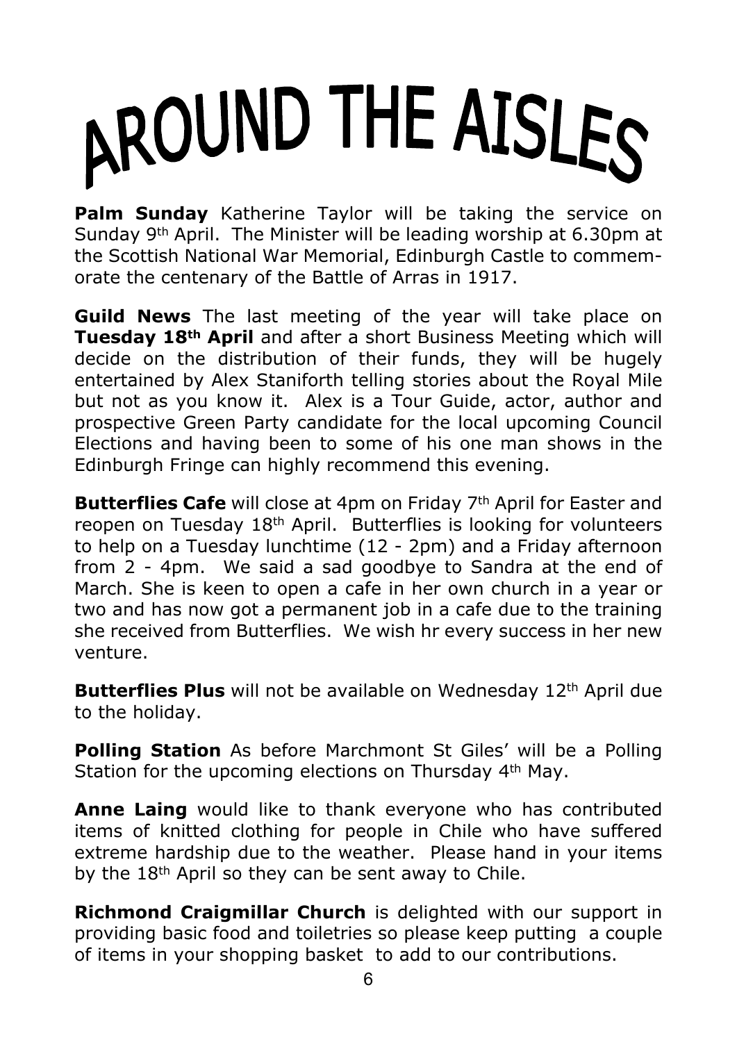# AROUND THE AISLES

**Palm Sunday** Katherine Taylor will be taking the service on Sunday 9th April. The Minister will be leading worship at 6.30pm at the Scottish National War Memorial, Edinburgh Castle to commemorate the centenary of the Battle of Arras in 1917.

**Guild News** The last meeting of the year will take place on **Tuesday 18th April** and after a short Business Meeting which will decide on the distribution of their funds, they will be hugely entertained by Alex Staniforth telling stories about the Royal Mile but not as you know it. Alex is a Tour Guide, actor, author and prospective Green Party candidate for the local upcoming Council Elections and having been to some of his one man shows in the Edinburgh Fringe can highly recommend this evening.

**Butterflies Cafe** will close at 4pm on Friday 7th April for Easter and reopen on Tuesday 18th April. Butterflies is looking for volunteers to help on a Tuesday lunchtime (12 - 2pm) and a Friday afternoon from 2 - 4pm. We said a sad goodbye to Sandra at the end of March. She is keen to open a cafe in her own church in a year or two and has now got a permanent job in a cafe due to the training she received from Butterflies. We wish hr every success in her new venture.

**Butterflies Plus** will not be available on Wednesday 12th April due to the holiday.

**Polling Station** As before Marchmont St Giles' will be a Polling Station for the upcoming elections on Thursday 4th May.

**Anne Laing** would like to thank everyone who has contributed items of knitted clothing for people in Chile who have suffered extreme hardship due to the weather. Please hand in your items by the 18th April so they can be sent away to Chile.

**Richmond Craigmillar Church** is delighted with our support in providing basic food and toiletries so please keep putting a couple of items in your shopping basket to add to our contributions.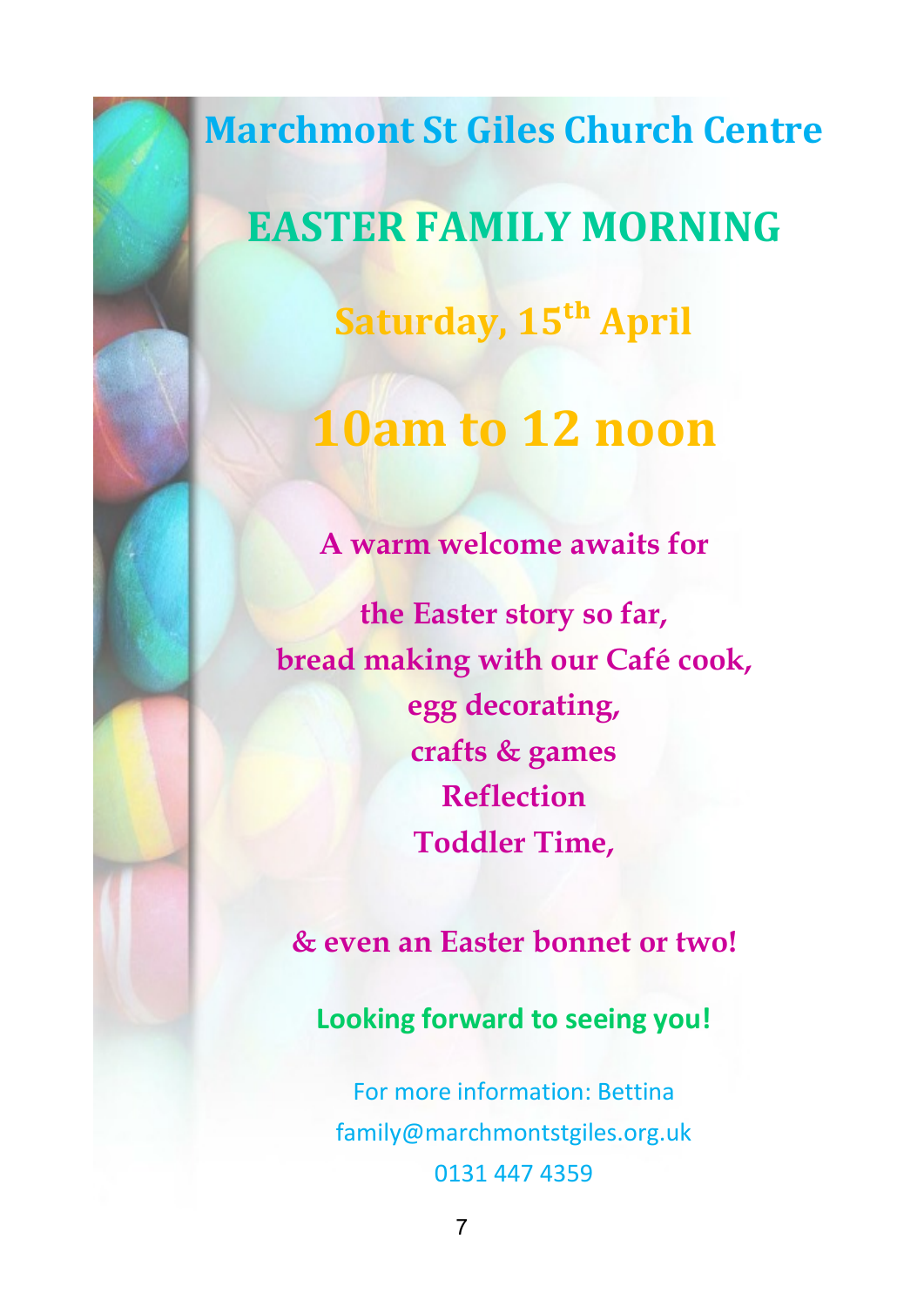## Marchmont St Giles Church Centre

# EASTER FAMILY MORNING

**Saturday, 15th April**

## 10am to 12 noon

**A warm welcome awaits for**

**the Easter story so far,**
**bread making with our Café cook,**
**egg decorating,**
**crafts & games**
**Reflection**
**Toddler Time,**

**& even an Easter bonnet or two!**

**Looking forward to seeing you!**

For more information: Bettina
family@marchmontstgiles.org.uk
0131 447 4359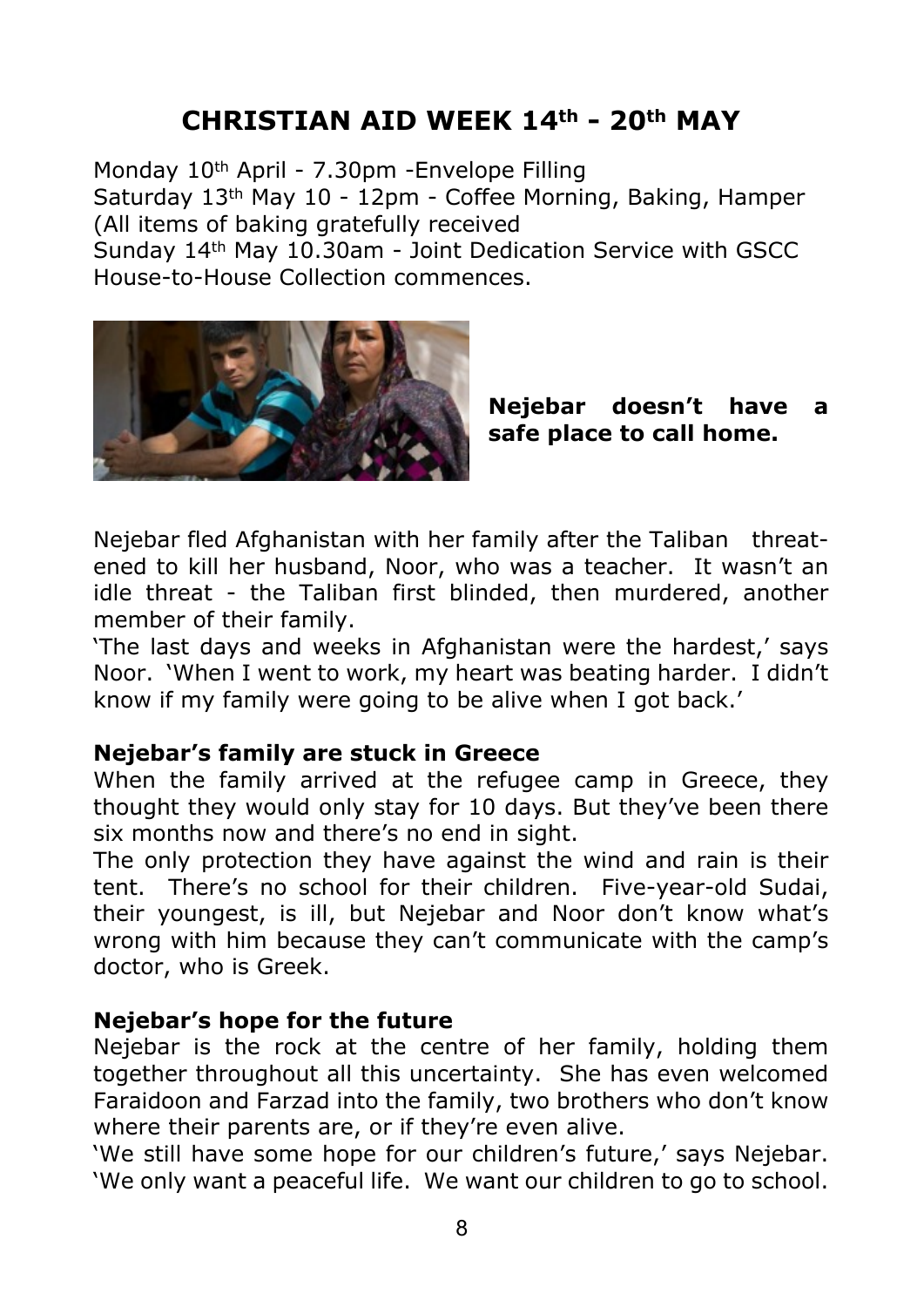# CHRISTIAN AID WEEK 14th - 20th MAY

Monday 10th April - 7.30pm -Envelope Filling
Saturday 13th May 10 - 12pm - Coffee Morning, Baking, Hamper (All items of baking gratefully received
Sunday 14th May 10.30am - Joint Dedication Service with GSCC House-to-House Collection commences.

**Nejebar doesn't have a safe place to call home.**

Nejebar fled Afghanistan with her family after the Taliban threatened to kill her husband, Noor, who was a teacher. It wasn't an idle threat - the Taliban first blinded, then murdered, another member of their family.

'The last days and weeks in Afghanistan were the hardest,' says Noor. 'When I went to work, my heart was beating harder. I didn't know if my family were going to be alive when I got back.'

**Nejebar's family are stuck in Greece**

When the family arrived at the refugee camp in Greece, they thought they would only stay for 10 days. But they've been there six months now and there's no end in sight.

The only protection they have against the wind and rain is their tent. There's no school for their children. Five-year-old Sudai, their youngest, is ill, but Nejebar and Noor don't know what's wrong with him because they can't communicate with the camp's doctor, who is Greek.

**Nejebar's hope for the future**

Nejebar is the rock at the centre of her family, holding them together throughout all this uncertainty. She has even welcomed Faraidoon and Farzad into the family, two brothers who don't know where their parents are, or if they're even alive.

'We still have some hope for our children's future,' says Nejebar. 'We only want a peaceful life. We want our children to go to school.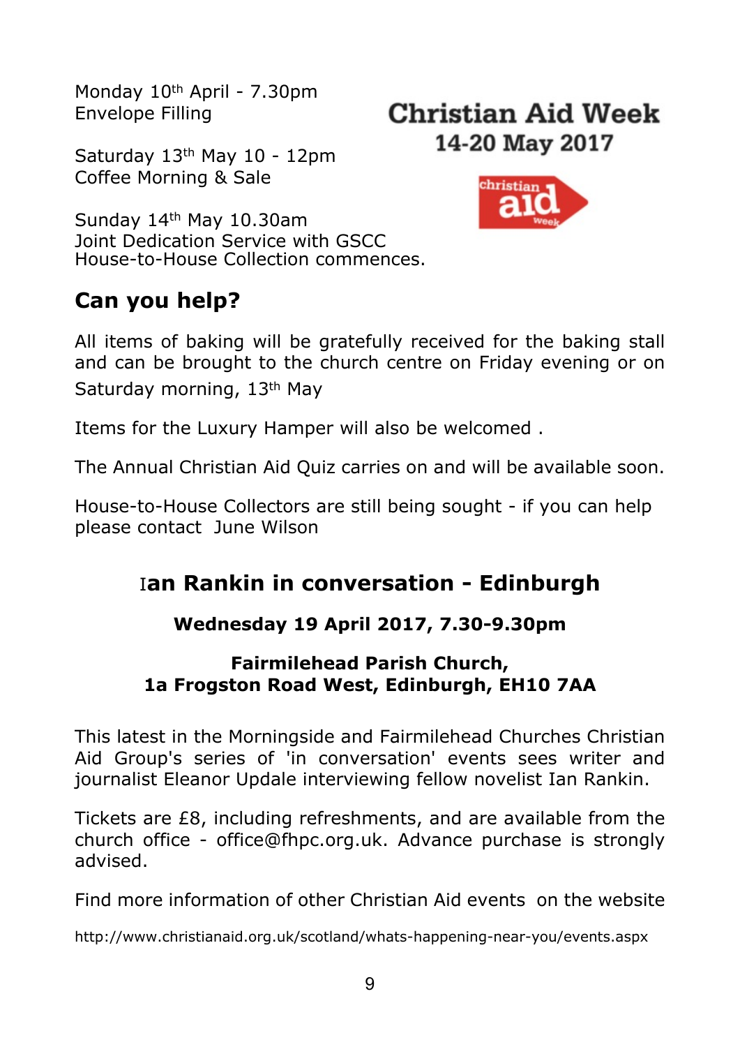Monday 10th April - 7.30pm
Envelope Filling

Saturday 13th May 10 - 12pm
Coffee Morning & Sale

Sunday 14th May 10.30am
Joint Dedication Service with GSCC
House-to-House Collection commences.

## Christian Aid Week
### 14-20 May 2017

## Can you help?

All items of baking will be gratefully received for the baking stall and can be brought to the church centre on Friday evening or on Saturday morning, 13th May

Items for the Luxury Hamper will also be welcomed .

The Annual Christian Aid Quiz carries on and will be available soon.

House-to-House Collectors are still being sought - if you can help please contact June Wilson

## Ian Rankin in conversation - Edinburgh

**Wednesday 19 April 2017, 7.30-9.30pm**

**Fairmilehead Parish Church,**
**1a Frogston Road West, Edinburgh, EH10 7AA**

This latest in the Morningside and Fairmilehead Churches Christian Aid Group's series of 'in conversation' events sees writer and journalist Eleanor Updale interviewing fellow novelist Ian Rankin.

Tickets are £8, including refreshments, and are available from the church office - office@fhpc.org.uk. Advance purchase is strongly advised.

Find more information of other Christian Aid events on the website

http://www.christianaid.org.uk/scotland/whats-happening-near-you/events.aspx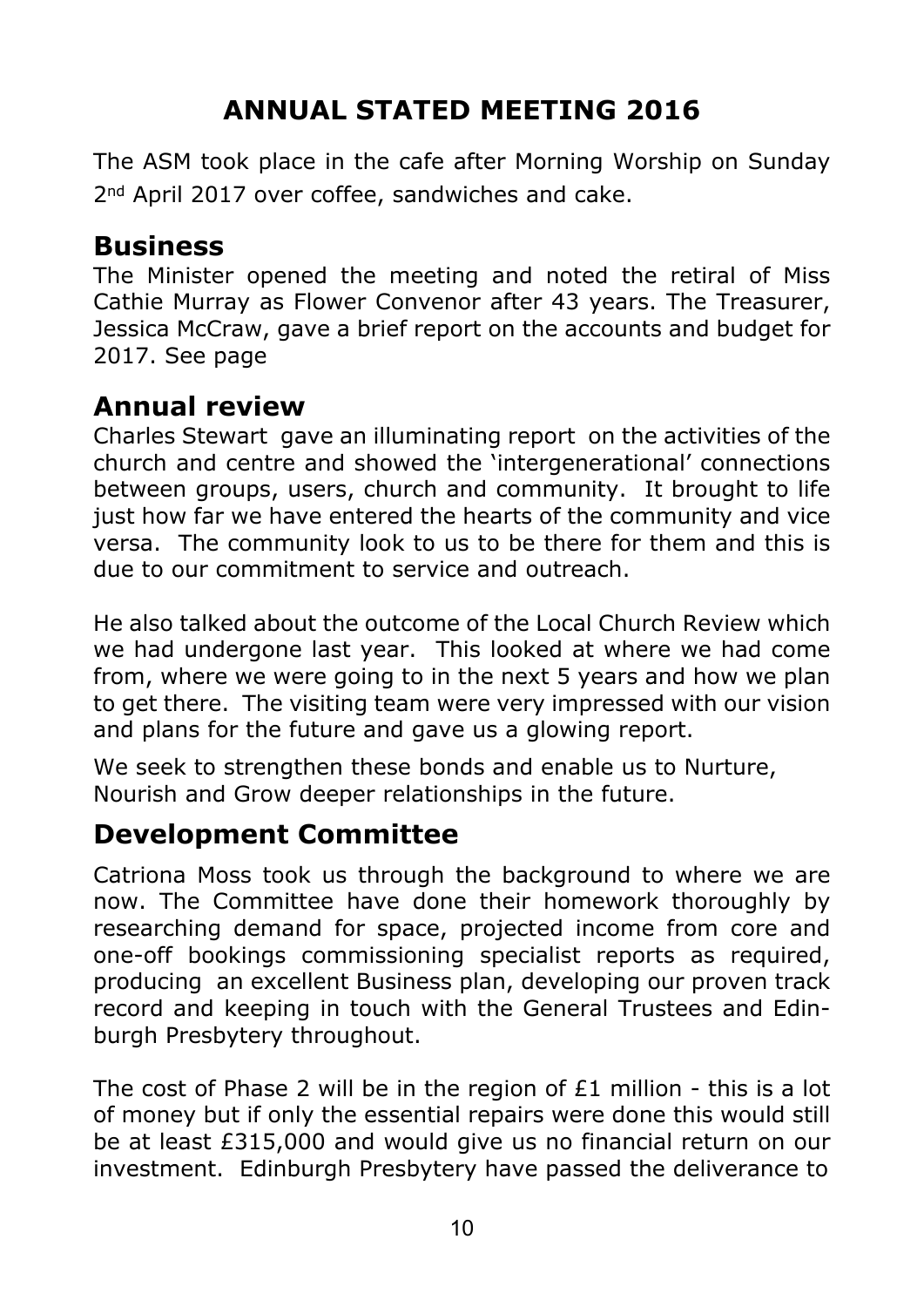# ANNUAL STATED MEETING 2016

The ASM took place in the cafe after Morning Worship on Sunday 2nd April 2017 over coffee, sandwiches and cake.

## Business

The Minister opened the meeting and noted the retiral of Miss Cathie Murray as Flower Convenor after 43 years. The Treasurer, Jessica McCraw, gave a brief report on the accounts and budget for 2017. See page

## Annual review

Charles Stewart gave an illuminating report on the activities of the church and centre and showed the 'intergenerational' connections between groups, users, church and community. It brought to life just how far we have entered the hearts of the community and vice versa. The community look to us to be there for them and this is due to our commitment to service and outreach.

He also talked about the outcome of the Local Church Review which we had undergone last year. This looked at where we had come from, where we were going to in the next 5 years and how we plan to get there. The visiting team were very impressed with our vision and plans for the future and gave us a glowing report.

We seek to strengthen these bonds and enable us to Nurture, Nourish and Grow deeper relationships in the future.

## Development Committee

Catriona Moss took us through the background to where we are now. The Committee have done their homework thoroughly by researching demand for space, projected income from core and one-off bookings commissioning specialist reports as required, producing an excellent Business plan, developing our proven track record and keeping in touch with the General Trustees and Edinburgh Presbytery throughout.

The cost of Phase 2 will be in the region of £1 million - this is a lot of money but if only the essential repairs were done this would still be at least £315,000 and would give us no financial return on our investment. Edinburgh Presbytery have passed the deliverance to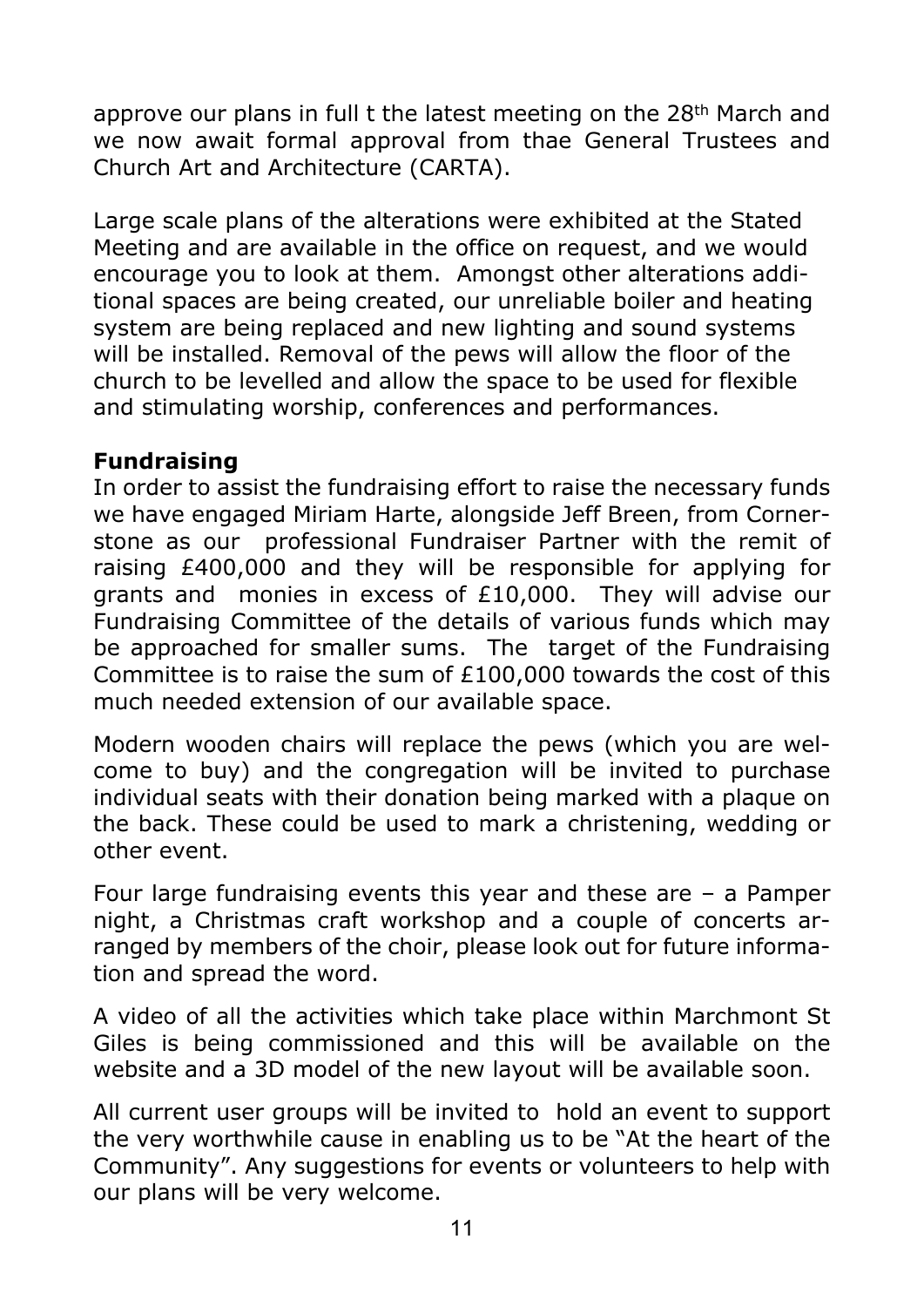approve our plans in full t the latest meeting on the 28th March and we now await formal approval from thae General Trustees and Church Art and Architecture (CARTA).

Large scale plans of the alterations were exhibited at the Stated Meeting and are available in the office on request, and we would encourage you to look at them. Amongst other alterations additional spaces are being created, our unreliable boiler and heating system are being replaced and new lighting and sound systems will be installed. Removal of the pews will allow the floor of the church to be levelled and allow the space to be used for flexible and stimulating worship, conferences and performances.

**Fundraising**

In order to assist the fundraising effort to raise the necessary funds we have engaged Miriam Harte, alongside Jeff Breen, from Cornerstone as our professional Fundraiser Partner with the remit of raising £400,000 and they will be responsible for applying for grants and monies in excess of £10,000. They will advise our Fundraising Committee of the details of various funds which may be approached for smaller sums. The target of the Fundraising Committee is to raise the sum of £100,000 towards the cost of this much needed extension of our available space.

Modern wooden chairs will replace the pews (which you are welcome to buy) and the congregation will be invited to purchase individual seats with their donation being marked with a plaque on the back. These could be used to mark a christening, wedding or other event.

Four large fundraising events this year and these are – a Pamper night, a Christmas craft workshop and a couple of concerts arranged by members of the choir, please look out for future information and spread the word.

A video of all the activities which take place within Marchmont St Giles is being commissioned and this will be available on the website and a 3D model of the new layout will be available soon.

All current user groups will be invited to hold an event to support the very worthwhile cause in enabling us to be "At the heart of the Community". Any suggestions for events or volunteers to help with our plans will be very welcome.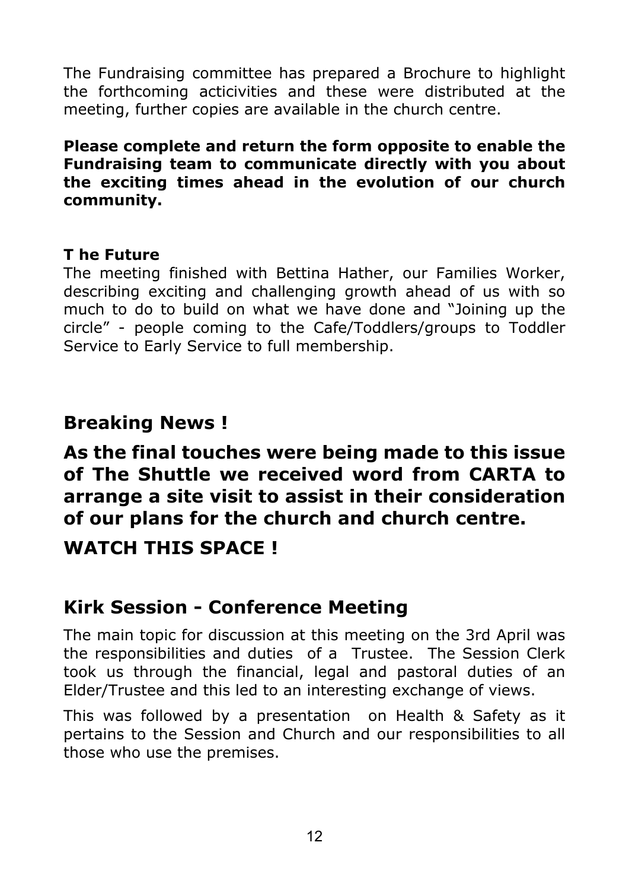The Fundraising committee has prepared a Brochure to highlight the forthcoming acticivities and these were distributed at the meeting, further copies are available in the church centre.

**Please complete and return the form opposite to enable the Fundraising team to communicate directly with you about the exciting times ahead in the evolution of our church community.**

**T he Future**

The meeting finished with Bettina Hather, our Families Worker, describing exciting and challenging growth ahead of us with so much to do to build on what we have done and "Joining up the circle" - people coming to the Cafe/Toddlers/groups to Toddler Service to Early Service to full membership.

## Breaking News !

## As the final touches were being made to this issue of The Shuttle we received word from CARTA to arrange a site visit to assist in their consideration of our plans for the church and church centre.

## WATCH THIS SPACE !

## Kirk Session - Conference Meeting

The main topic for discussion at this meeting on the 3rd April was the responsibilities and duties of a Trustee. The Session Clerk took us through the financial, legal and pastoral duties of an Elder/Trustee and this led to an interesting exchange of views.

This was followed by a presentation on Health & Safety as it pertains to the Session and Church and our responsibilities to all those who use the premises.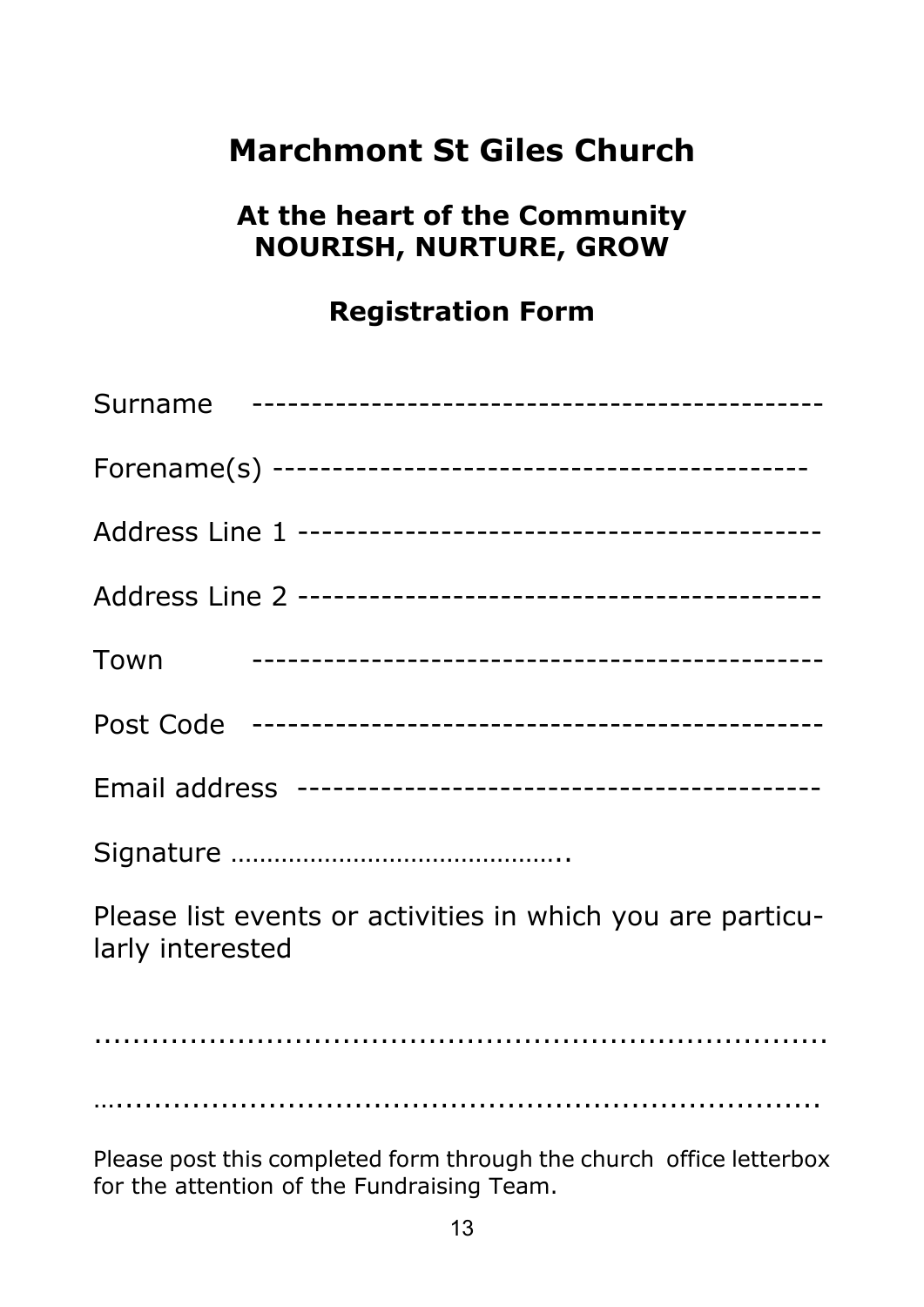# Marchmont St Giles Church

## At the heart of the Community
## NOURISH, NURTURE, GROW

## Registration Form

Surname -----------------------------------------------

Forename(s) -------------------------------------------

Address Line 1 ----------------------------------------

Address Line 2 ----------------------------------------

Town -----------------------------------------------

Post Code -------------------------------------------

Email address ----------------------------------------

Signature ……………………………………..

Please list events or activities in which you are particularly interested

...........................................................................

…........................................................................

Please post this completed form through the church office letterbox for the attention of the Fundraising Team.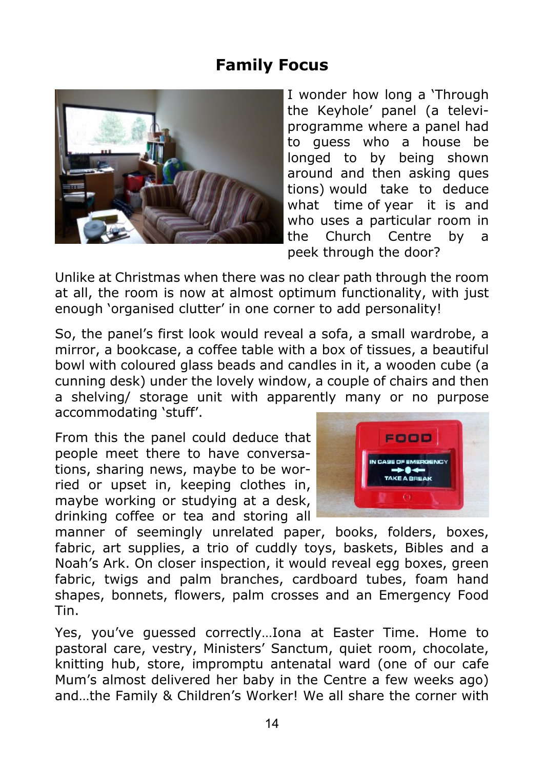# Family Focus

I wonder how long a 'Through the Keyhole' panel (a televi-programme where a panel had to guess who a house be longed to by being shown around and then asking ques tions) would take to deduce what time of year it is and who uses a particular room in the Church Centre by a peek through the door?

Unlike at Christmas when there was no clear path through the room at all, the room is now at almost optimum functionality, with just enough 'organised clutter' in one corner to add personality!

So, the panel's first look would reveal a sofa, a small wardrobe, a mirror, a bookcase, a coffee table with a box of tissues, a beautiful bowl with coloured glass beads and candles in it, a wooden cube (a cunning desk) under the lovely window, a couple of chairs and then a shelving/ storage unit with apparently many or no purpose accommodating 'stuff'.

From this the panel could deduce that people meet there to have conversations, sharing news, maybe to be worried or upset in, keeping clothes in, maybe working or studying at a desk, drinking coffee or tea and storing all manner of seemingly unrelated paper, books, folders, boxes, fabric, art supplies, a trio of cuddly toys, baskets, Bibles and a Noah's Ark. On closer inspection, it would reveal egg boxes, green fabric, twigs and palm branches, cardboard tubes, foam hand shapes, bonnets, flowers, palm crosses and an Emergency Food Tin.

Yes, you've guessed correctly…Iona at Easter Time. Home to pastoral care, vestry, Ministers' Sanctum, quiet room, chocolate, knitting hub, store, impromptu antenatal ward (one of our cafe Mum's almost delivered her baby in the Centre a few weeks ago) and…the Family & Children's Worker! We all share the corner with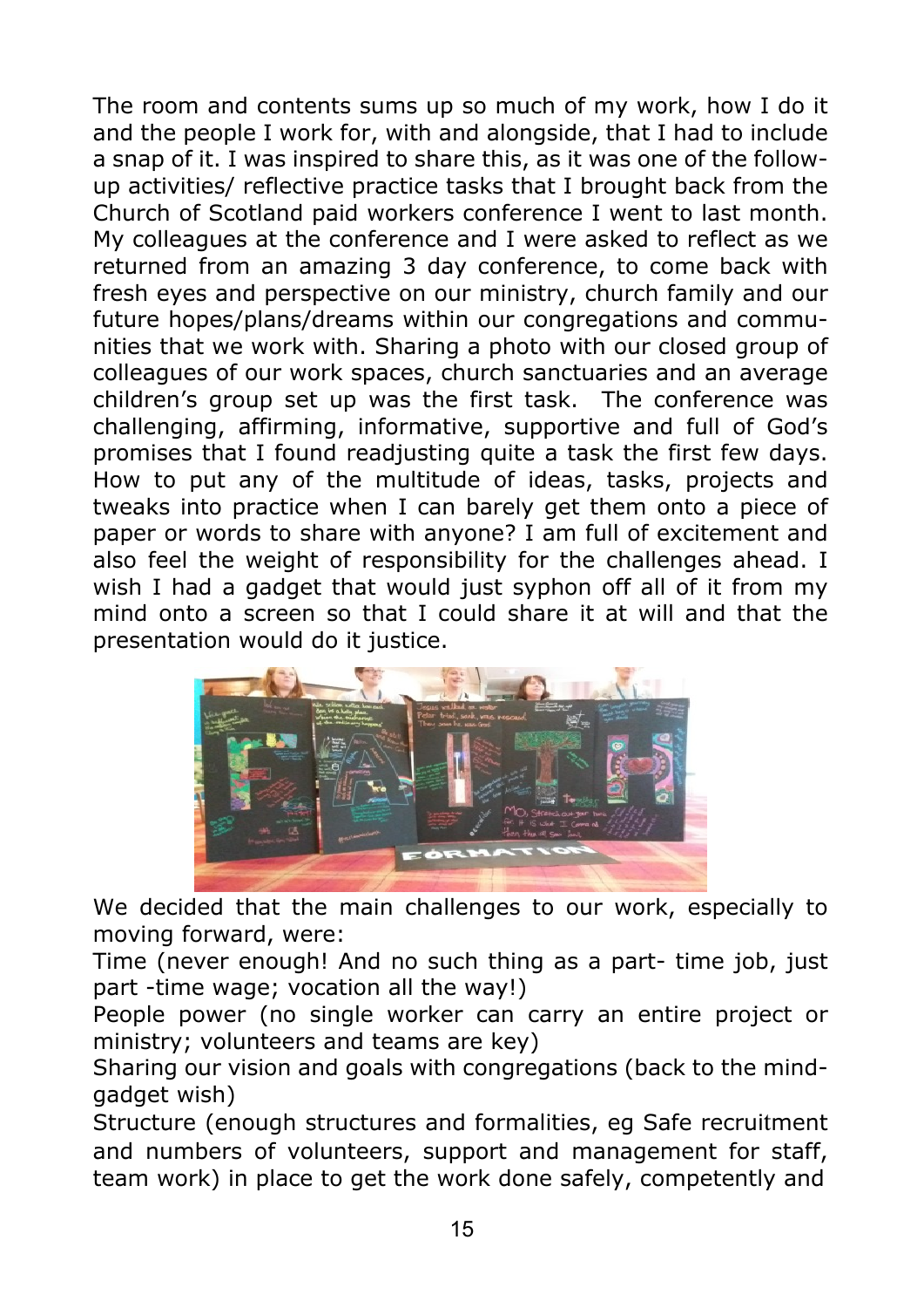The room and contents sums up so much of my work, how I do it and the people I work for, with and alongside, that I had to include a snap of it. I was inspired to share this, as it was one of the follow-up activities/ reflective practice tasks that I brought back from the Church of Scotland paid workers conference I went to last month. My colleagues at the conference and I were asked to reflect as we returned from an amazing 3 day conference, to come back with fresh eyes and perspective on our ministry, church family and our future hopes/plans/dreams within our congregations and communities that we work with. Sharing a photo with our closed group of colleagues of our work spaces, church sanctuaries and an average children's group set up was the first task. The conference was challenging, affirming, informative, supportive and full of God's promises that I found readjusting quite a task the first few days. How to put any of the multitude of ideas, tasks, projects and tweaks into practice when I can barely get them onto a piece of paper or words to share with anyone? I am full of excitement and also feel the weight of responsibility for the challenges ahead. I wish I had a gadget that would just syphon off all of it from my mind onto a screen so that I could share it at will and that the presentation would do it justice.

We decided that the main challenges to our work, especially to moving forward, were:

Time (never enough! And no such thing as a part- time job, just part -time wage; vocation all the way!)

People power (no single worker can carry an entire project or ministry; volunteers and teams are key)

Sharing our vision and goals with congregations (back to the mind-gadget wish)

Structure (enough structures and formalities, eg Safe recruitment and numbers of volunteers, support and management for staff, team work) in place to get the work done safely, competently and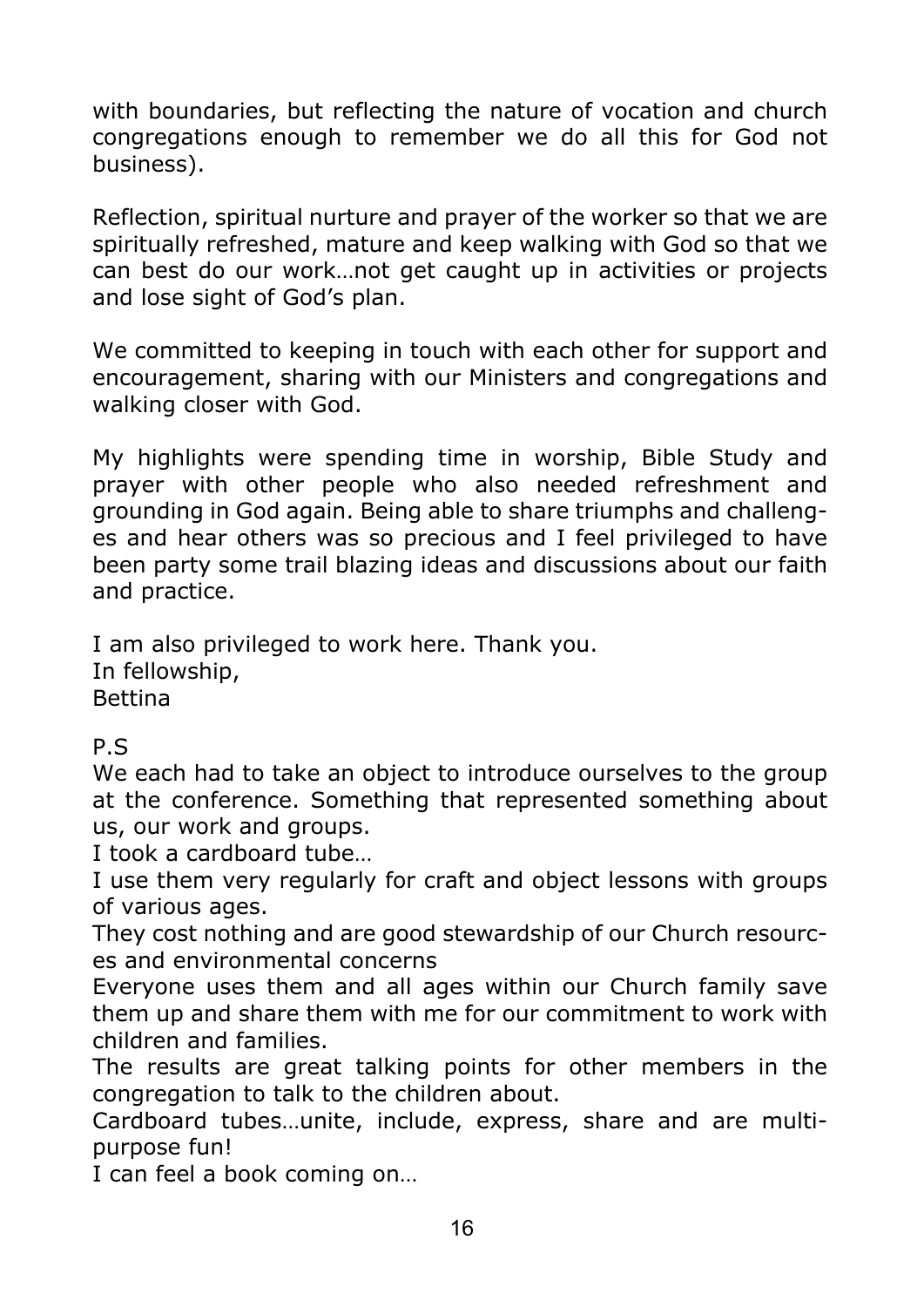with boundaries, but reflecting the nature of vocation and church congregations enough to remember we do all this for God not business).

Reflection, spiritual nurture and prayer of the worker so that we are spiritually refreshed, mature and keep walking with God so that we can best do our work…not get caught up in activities or projects and lose sight of God's plan.

We committed to keeping in touch with each other for support and encouragement, sharing with our Ministers and congregations and walking closer with God.

My highlights were spending time in worship, Bible Study and prayer with other people who also needed refreshment and grounding in God again. Being able to share triumphs and challenges and hear others was so precious and I feel privileged to have been party some trail blazing ideas and discussions about our faith and practice.

I am also privileged to work here. Thank you.
In fellowship,
Bettina

P.S
We each had to take an object to introduce ourselves to the group at the conference. Something that represented something about us, our work and groups.
I took a cardboard tube…
I use them very regularly for craft and object lessons with groups of various ages.
They cost nothing and are good stewardship of our Church resources and environmental concerns
Everyone uses them and all ages within our Church family save them up and share them with me for our commitment to work with children and families.
The results are great talking points for other members in the congregation to talk to the children about.
Cardboard tubes…unite, include, express, share and are multi-purpose fun!
I can feel a book coming on…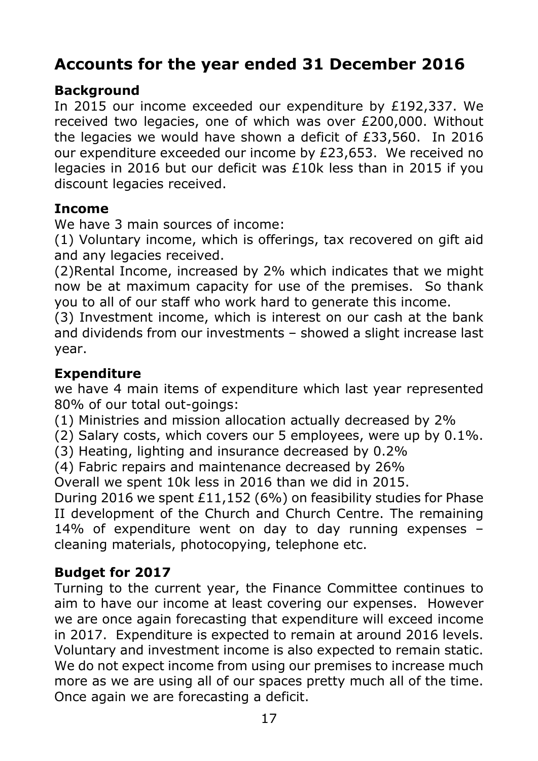# Accounts for the year ended 31 December 2016

## Background

In 2015 our income exceeded our expenditure by £192,337. We received two legacies, one of which was over £200,000. Without the legacies we would have shown a deficit of £33,560. In 2016 our expenditure exceeded our income by £23,653. We received no legacies in 2016 but our deficit was £10k less than in 2015 if you discount legacies received.

## Income

We have 3 main sources of income:

(1) Voluntary income, which is offerings, tax recovered on gift aid and any legacies received.

(2)Rental Income, increased by 2% which indicates that we might now be at maximum capacity for use of the premises. So thank you to all of our staff who work hard to generate this income.

(3) Investment income, which is interest on our cash at the bank and dividends from our investments – showed a slight increase last year.

## Expenditure

we have 4 main items of expenditure which last year represented 80% of our total out-goings:

(1) Ministries and mission allocation actually decreased by 2%

(2) Salary costs, which covers our 5 employees, were up by 0.1%.

(3) Heating, lighting and insurance decreased by 0.2%

(4) Fabric repairs and maintenance decreased by 26%

Overall we spent 10k less in 2016 than we did in 2015.

During 2016 we spent £11,152 (6%) on feasibility studies for Phase II development of the Church and Church Centre. The remaining 14% of expenditure went on day to day running expenses – cleaning materials, photocopying, telephone etc.

## Budget for 2017

Turning to the current year, the Finance Committee continues to aim to have our income at least covering our expenses. However we are once again forecasting that expenditure will exceed income in 2017. Expenditure is expected to remain at around 2016 levels. Voluntary and investment income is also expected to remain static. We do not expect income from using our premises to increase much more as we are using all of our spaces pretty much all of the time. Once again we are forecasting a deficit.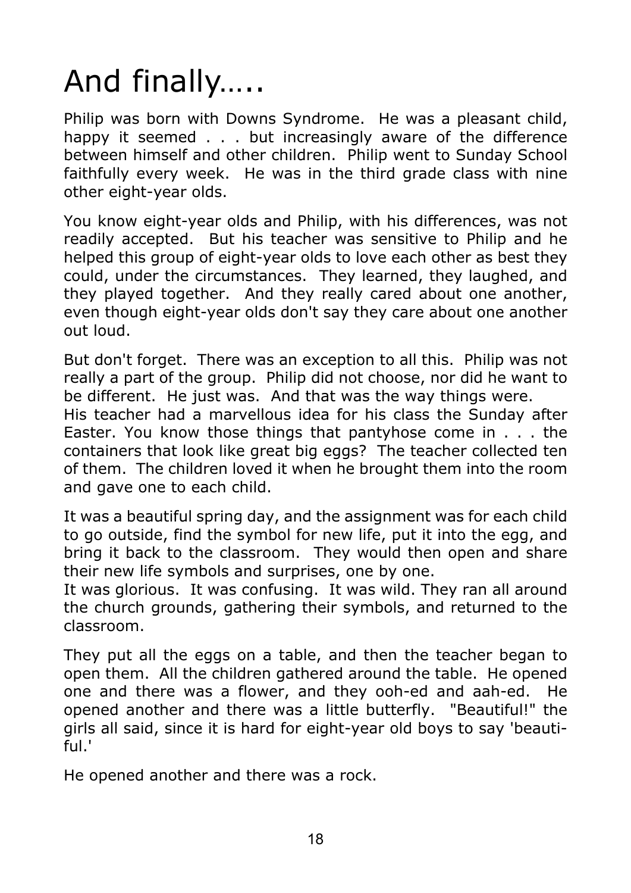# And finally…..

Philip was born with Downs Syndrome. He was a pleasant child, happy it seemed . . . but increasingly aware of the difference between himself and other children. Philip went to Sunday School faithfully every week. He was in the third grade class with nine other eight-year olds.

You know eight-year olds and Philip, with his differences, was not readily accepted. But his teacher was sensitive to Philip and he helped this group of eight-year olds to love each other as best they could, under the circumstances. They learned, they laughed, and they played together. And they really cared about one another, even though eight-year olds don't say they care about one another out loud.

But don't forget. There was an exception to all this. Philip was not really a part of the group. Philip did not choose, nor did he want to be different. He just was. And that was the way things were.
His teacher had a marvellous idea for his class the Sunday after Easter. You know those things that pantyhose come in . . . the containers that look like great big eggs? The teacher collected ten of them. The children loved it when he brought them into the room and gave one to each child.

It was a beautiful spring day, and the assignment was for each child to go outside, find the symbol for new life, put it into the egg, and bring it back to the classroom. They would then open and share their new life symbols and surprises, one by one.
It was glorious. It was confusing. It was wild. They ran all around the church grounds, gathering their symbols, and returned to the classroom.

They put all the eggs on a table, and then the teacher began to open them. All the children gathered around the table. He opened one and there was a flower, and they ooh-ed and aah-ed. He opened another and there was a little butterfly. "Beautiful!" the girls all said, since it is hard for eight-year old boys to say 'beautiful.'

He opened another and there was a rock.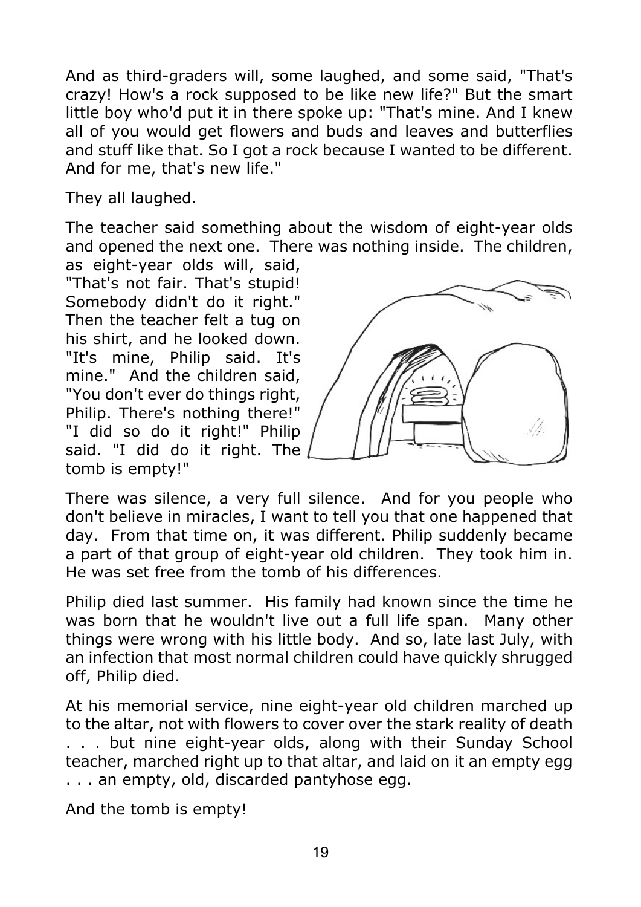And as third-graders will, some laughed, and some said, "That's crazy! How's a rock supposed to be like new life?" But the smart little boy who'd put it in there spoke up: "That's mine. And I knew all of you would get flowers and buds and leaves and butterflies and stuff like that. So I got a rock because I wanted to be different. And for me, that's new life."

They all laughed.

The teacher said something about the wisdom of eight-year olds and opened the next one. There was nothing inside. The children, as eight-year olds will, said, "That's not fair. That's stupid! Somebody didn't do it right." Then the teacher felt a tug on his shirt, and he looked down. "It's mine, Philip said. It's mine." And the children said, "You don't ever do things right, Philip. There's nothing there!" "I did so do it right!" Philip said. "I did do it right. The tomb is empty!"

There was silence, a very full silence. And for you people who don't believe in miracles, I want to tell you that one happened that day. From that time on, it was different. Philip suddenly became a part of that group of eight-year old children. They took him in. He was set free from the tomb of his differences.

Philip died last summer. His family had known since the time he was born that he wouldn't live out a full life span. Many other things were wrong with his little body. And so, late last July, with an infection that most normal children could have quickly shrugged off, Philip died.

At his memorial service, nine eight-year old children marched up to the altar, not with flowers to cover over the stark reality of death . . . but nine eight-year olds, along with their Sunday School teacher, marched right up to that altar, and laid on it an empty egg . . . an empty, old, discarded pantyhose egg.

And the tomb is empty!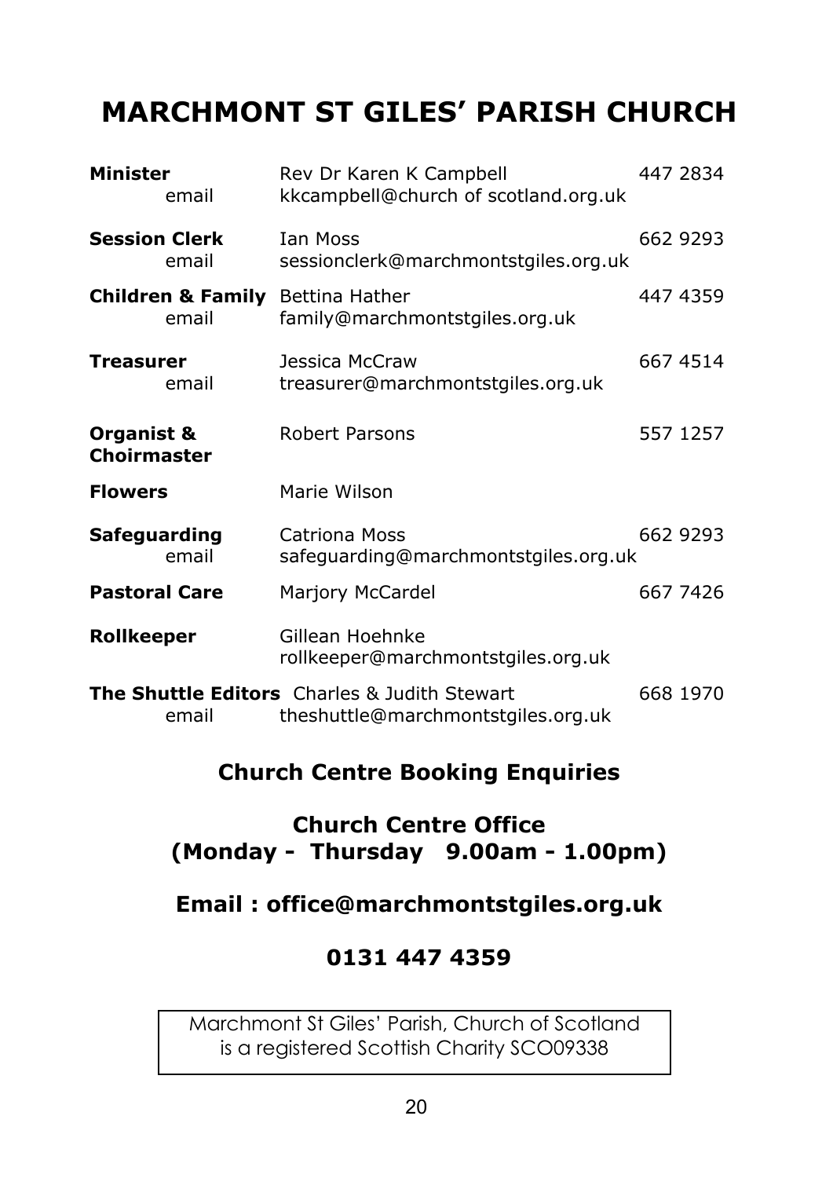# MARCHMONT ST GILES' PARISH CHURCH

| | | |
|---|---|---|
| **Minister** | Rev Dr Karen K Campbell | 447 2834 |
| email | kkcampbell@church of scotland.org.uk | |
| **Session Clerk** | Ian Moss | 662 9293 |
| email | sessionclerk@marchmontstgiles.org.uk | |
| **Children & Family** | Bettina Hather | 447 4359 |
| email | family@marchmontstgiles.org.uk | |
| **Treasurer** | Jessica McCraw | 667 4514 |
| email | treasurer@marchmontstgiles.org.uk | |
| **Organist & Choirmaster** | Robert Parsons | 557 1257 |
| **Flowers** | Marie Wilson | |
| **Safeguarding** | Catriona Moss | 662 9293 |
| email | safeguarding@marchmontstgiles.org.uk | |
| **Pastoral Care** | Marjory McCardel | 667 7426 |
| **Rollkeeper** | Gillean Hoehnke | |
| | rollkeeper@marchmontstgiles.org.uk | |
| **The Shuttle Editors** | Charles & Judith Stewart | 668 1970 |
| email | theshuttle@marchmontstgiles.org.uk | |

## Church Centre Booking Enquiries

## Church Centre Office (Monday - Thursday 9.00am - 1.00pm)

## Email : office@marchmontstgiles.org.uk

## 0131 447 4359

Marchmont St Giles' Parish, Church of Scotland is a registered Scottish Charity SCO09338